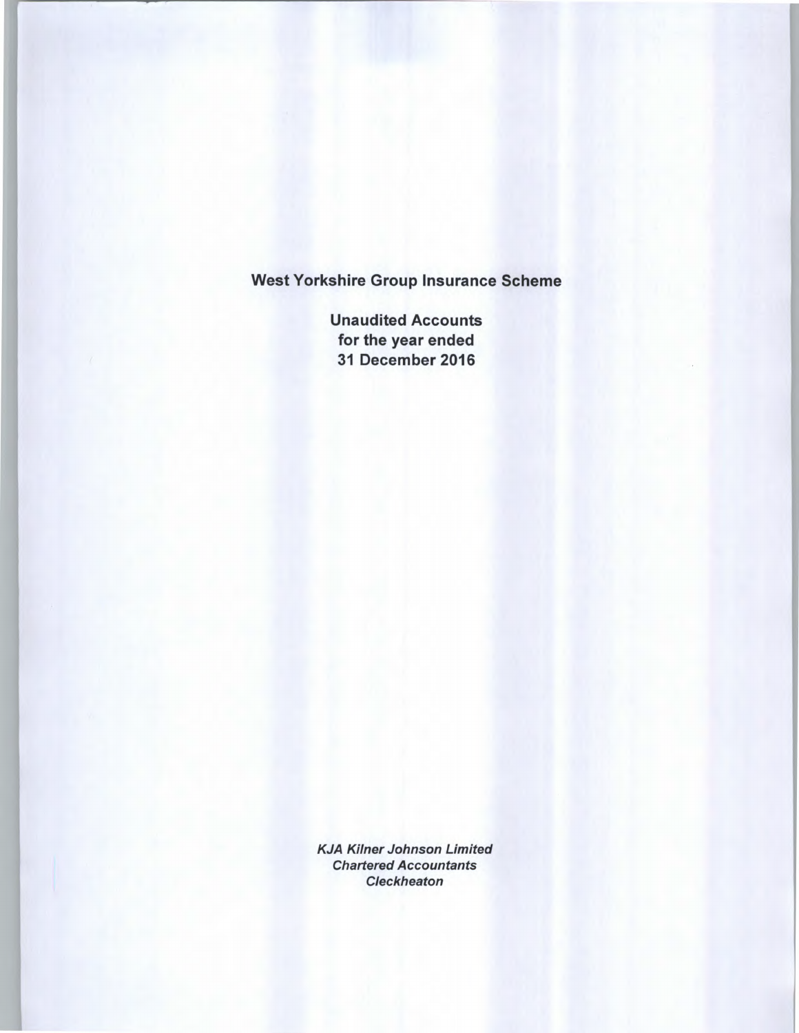# West Yorkshire Group Insurance Scheme

**Unaudited Accounts**
**for the year ended**
**31 December 2016**

*KJA Kilner Johnson Limited*
*Chartered Accountants*
*Cleckheaton*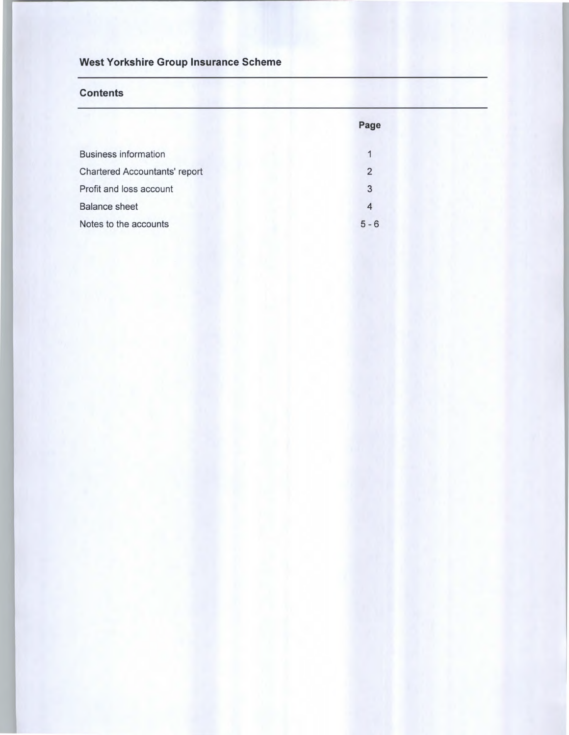## West Yorkshire Group Insurance Scheme

### Contents

| | Page |
|---|---|
| Business information | 1 |
| Chartered Accountants' report | 2 |
| Profit and loss account | 3 |
| Balance sheet | 4 |
| Notes to the accounts | 5 - 6 |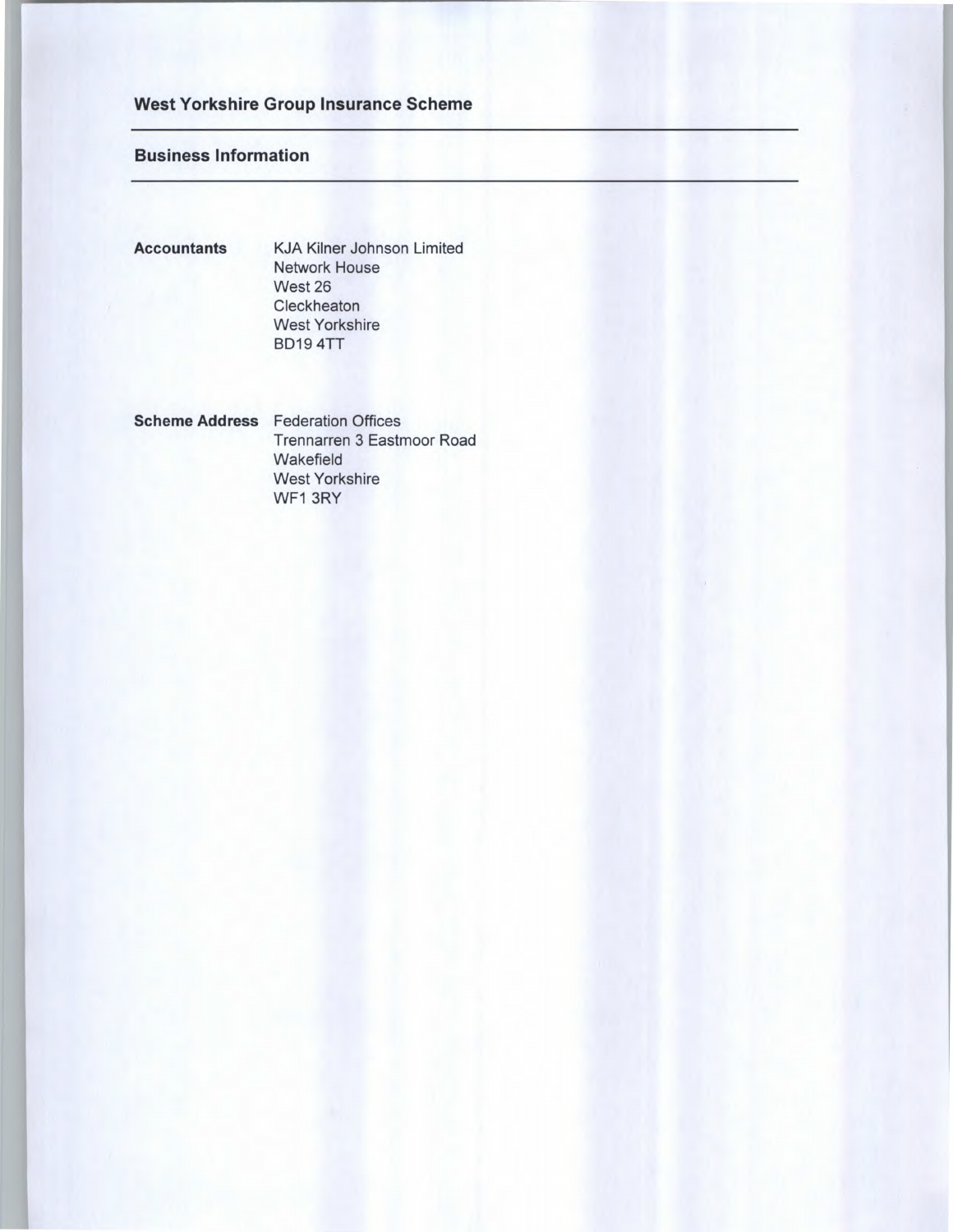## West Yorkshire Group Insurance Scheme

### Business Information

| | |
|---|---|
| **Accountants** | KJA Kilner Johnson Limited<br>Network House<br>West 26<br>Cleckheaton<br>West Yorkshire<br>BD19 4TT |
| **Scheme Address** | Federation Offices<br>Trennarren 3 Eastmoor Road<br>Wakefield<br>West Yorkshire<br>WF1 3RY |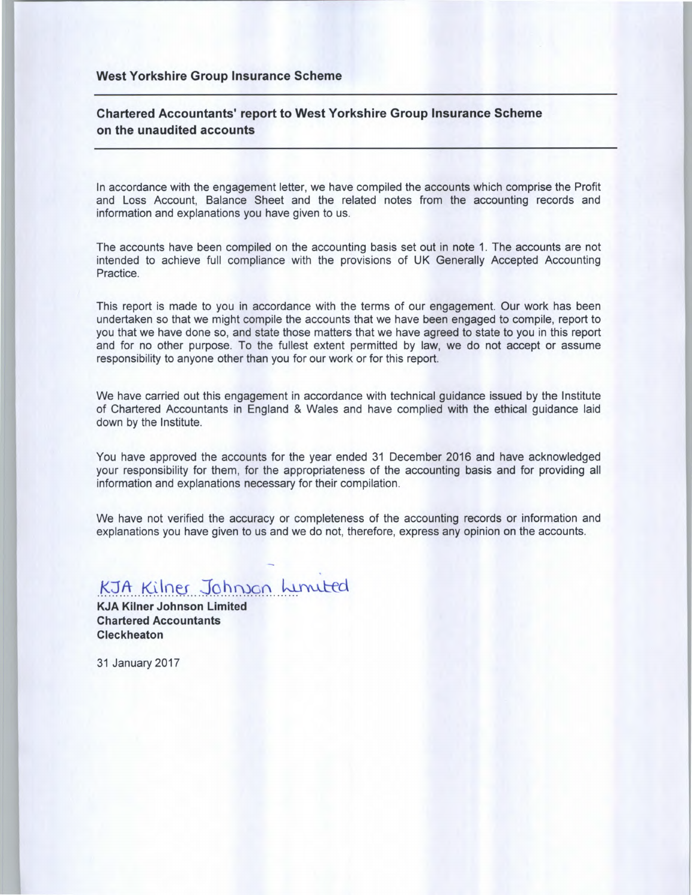West Yorkshire Group Insurance Scheme

## Chartered Accountants' report to West Yorkshire Group Insurance Scheme on the unaudited accounts

In accordance with the engagement letter, we have compiled the accounts which comprise the Profit and Loss Account, Balance Sheet and the related notes from the accounting records and information and explanations you have given to us.

The accounts have been compiled on the accounting basis set out in note 1. The accounts are not intended to achieve full compliance with the provisions of UK Generally Accepted Accounting Practice.

This report is made to you in accordance with the terms of our engagement. Our work has been undertaken so that we might compile the accounts that we have been engaged to compile, report to you that we have done so, and state those matters that we have agreed to state to you in this report and for no other purpose. To the fullest extent permitted by law, we do not accept or assume responsibility to anyone other than you for our work or for this report.

We have carried out this engagement in accordance with technical guidance issued by the Institute of Chartered Accountants in England & Wales and have complied with the ethical guidance laid down by the Institute.

You have approved the accounts for the year ended 31 December 2016 and have acknowledged your responsibility for them, for the appropriateness of the accounting basis and for providing all information and explanations necessary for their compilation.

We have not verified the accuracy or completeness of the accounting records or information and explanations you have given to us and we do not, therefore, express any opinion on the accounts.

KJA Kilner Johnson Limited

**KJA Kilner Johnson Limited**
**Chartered Accountants**
**Cleckheaton**

31 January 2017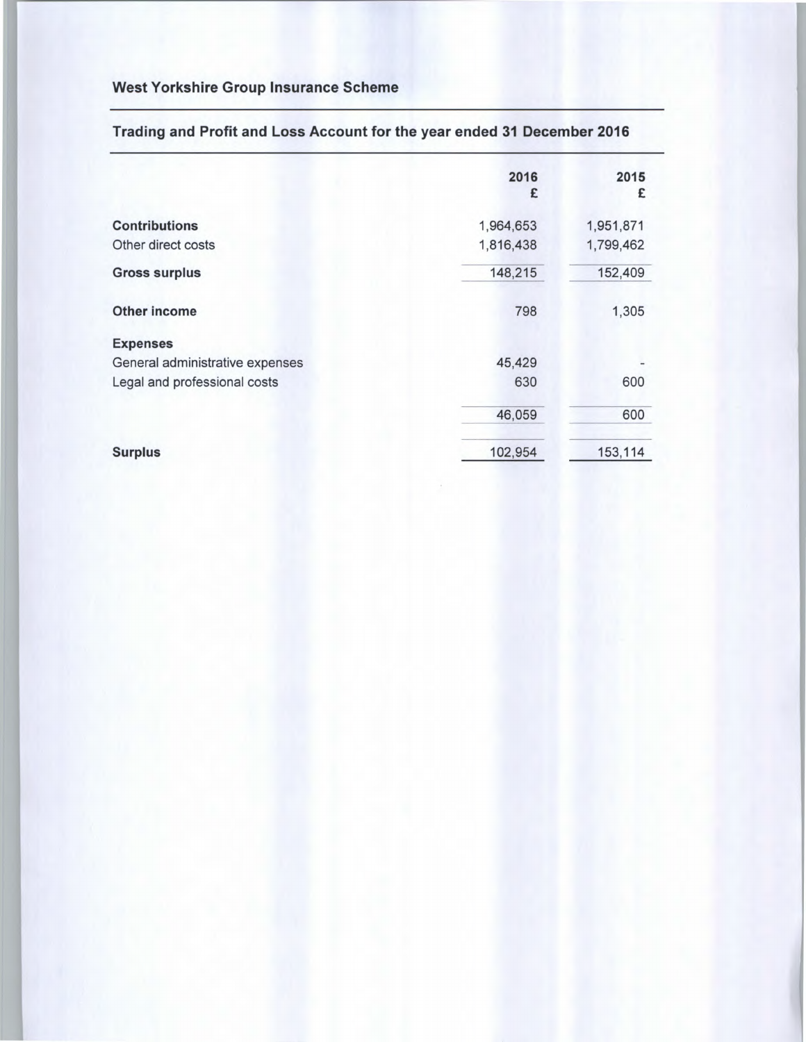## West Yorkshire Group Insurance Scheme

## Trading and Profit and Loss Account for the year ended 31 December 2016

| | 2016<br>£ | 2015<br>£ |
|---|---|---|
| **Contributions** | 1,964,653 | 1,951,871 |
| Other direct costs | 1,816,438 | 1,799,462 |
| **Gross surplus** | 148,215 | 152,409 |
| **Other income** | 798 | 1,305 |
| **Expenses** | | |
| General administrative expenses | 45,429 | - |
| Legal and professional costs | 630 | 600 |
| | 46,059 | 600 |
| **Surplus** | 102,954 | 153,114 |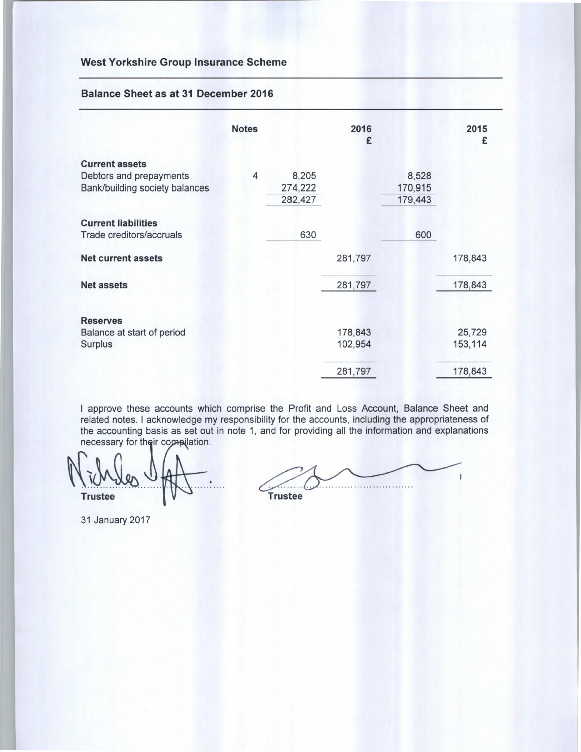## West Yorkshire Group Insurance Scheme

### Balance Sheet as at 31 December 2016

| | Notes | | 2016 £ | | 2015 £ |
|---|---|---|---|---|---|
| **Current assets** | | | | | |
| Debtors and prepayments | 4 | 8,205 | | 8,528 | |
| Bank/building society balances | | 274,222 | | 170,915 | |
| | | 282,427 | | 179,443 | |
| **Current liabilities** | | | | | |
| Trade creditors/accruals | | 630 | | 600 | |
| **Net current assets** | | | 281,797 | | 178,843 |
| **Net assets** | | | 281,797 | | 178,843 |
| **Reserves** | | | | | |
| Balance at start of period | | | 178,843 | | 25,729 |
| Surplus | | | 102,954 | | 153,114 |
| | | | 281,797 | | 178,843 |

I approve these accounts which comprise the Profit and Loss Account, Balance Sheet and related notes. I acknowledge my responsibility for the accounts, including the appropriateness of the accounting basis as set out in note 1, and for providing all the information and explanations necessary for their compilation.

Trustee

Trustee

31 January 2017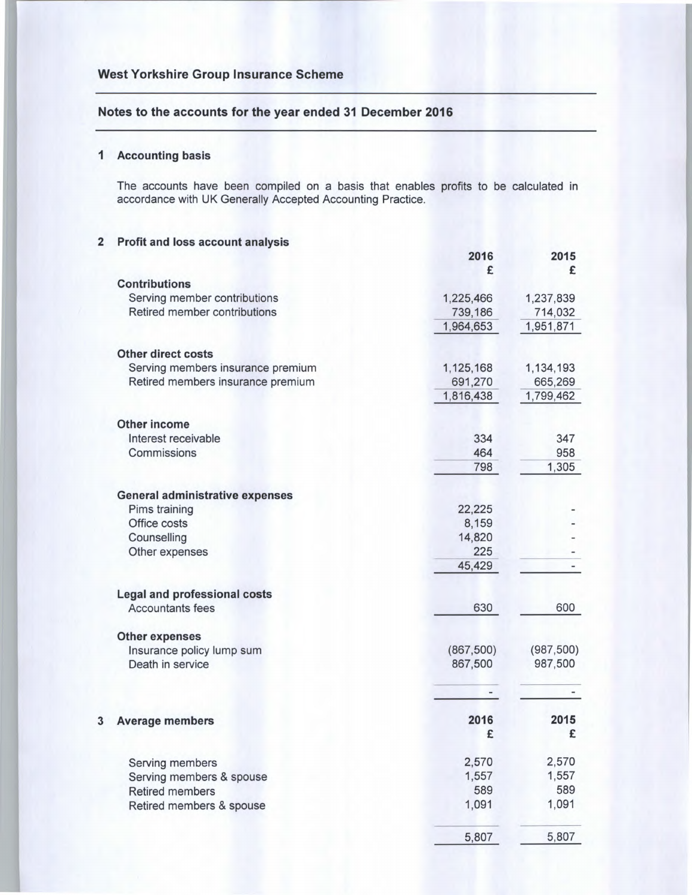## West Yorkshire Group Insurance Scheme

## Notes to the accounts for the year ended 31 December 2016

### 1 Accounting basis

The accounts have been compiled on a basis that enables profits to be calculated in accordance with UK Generally Accepted Accounting Practice.

### 2 Profit and loss account analysis

| | 2016 £ | 2015 £ |
|---|---|---|
| **Contributions** | | |
| Serving member contributions | 1,225,466 | 1,237,839 |
| Retired member contributions | 739,186 | 714,032 |
| | 1,964,653 | 1,951,871 |
| **Other direct costs** | | |
| Serving members insurance premium | 1,125,168 | 1,134,193 |
| Retired members insurance premium | 691,270 | 665,269 |
| | 1,816,438 | 1,799,462 |
| **Other income** | | |
| Interest receivable | 334 | 347 |
| Commissions | 464 | 958 |
| | 798 | 1,305 |
| **General administrative expenses** | | |
| Pims training | 22,225 | - |
| Office costs | 8,159 | - |
| Counselling | 14,820 | - |
| Other expenses | 225 | - |
| | 45,429 | - |
| **Legal and professional costs** | | |
| Accountants fees | 630 | 600 |
| **Other expenses** | | |
| Insurance policy lump sum | (867,500) | (987,500) |
| Death in service | 867,500 | 987,500 |
| | - | - |

### 3 Average members

| | 2016 £ | 2015 £ |
|---|---|---|
| Serving members | 2,570 | 2,570 |
| Serving members & spouse | 1,557 | 1,557 |
| Retired members | 589 | 589 |
| Retired members & spouse | 1,091 | 1,091 |
| | 5,807 | 5,807 |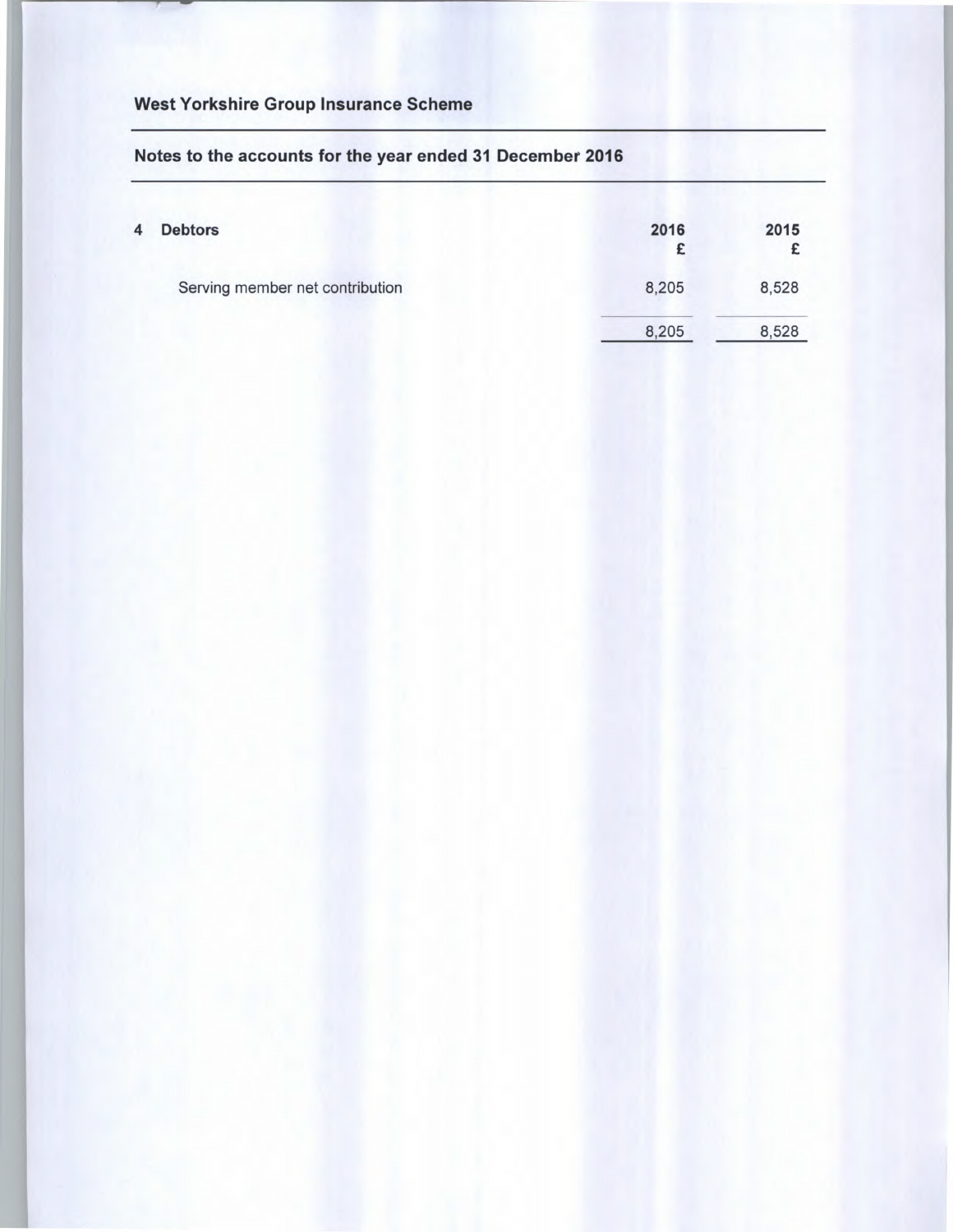## West Yorkshire Group Insurance Scheme

### Notes to the accounts for the year ended 31 December 2016

| 4 Debtors | 2016 £ | 2015 £ |
|---|---|---|
| Serving member net contribution | 8,205 | 8,528 |
| | 8,205 | 8,528 |